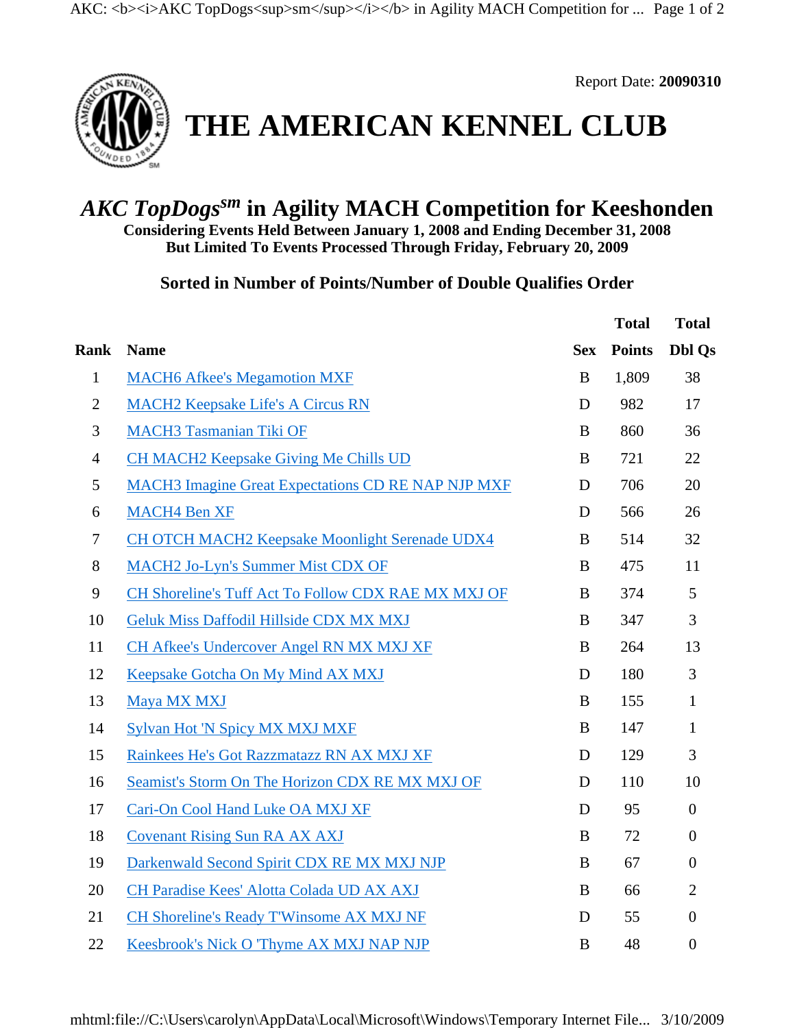Report Date: **20090310**

# THE AMERICAN KENNEL CLUB

## *AKC TopDogs*[sm] in Agility MACH Competition for Keeshonden

**Considering Events Held Between January 1, 2008 and Ending December 31, 2008**
**But Limited To Events Processed Through Friday, February 20, 2009**

### Sorted in Number of Points/Number of Double Qualifies Order

| Rank | Name | Sex | Total Points | Total Dbl Qs |
|---|---|---|---|---|
| 1 | MACH6 Afkee's Megamotion MXF | B | 1,809 | 38 |
| 2 | MACH2 Keepsake Life's A Circus RN | D | 982 | 17 |
| 3 | MACH3 Tasmanian Tiki OF | B | 860 | 36 |
| 4 | CH MACH2 Keepsake Giving Me Chills UD | B | 721 | 22 |
| 5 | MACH3 Imagine Great Expectations CD RE NAP NJP MXF | D | 706 | 20 |
| 6 | MACH4 Ben XF | D | 566 | 26 |
| 7 | CH OTCH MACH2 Keepsake Moonlight Serenade UDX4 | B | 514 | 32 |
| 8 | MACH2 Jo-Lyn's Summer Mist CDX OF | B | 475 | 11 |
| 9 | CH Shoreline's Tuff Act To Follow CDX RAE MX MXJ OF | B | 374 | 5 |
| 10 | Geluk Miss Daffodil Hillside CDX MX MXJ | B | 347 | 3 |
| 11 | CH Afkee's Undercover Angel RN MX MXJ XF | B | 264 | 13 |
| 12 | Keepsake Gotcha On My Mind AX MXJ | D | 180 | 3 |
| 13 | Maya MX MXJ | B | 155 | 1 |
| 14 | Sylvan Hot 'N Spicy MX MXJ MXF | B | 147 | 1 |
| 15 | Rainkees He's Got Razzmatazz RN AX MXJ XF | D | 129 | 3 |
| 16 | Seamist's Storm On The Horizon CDX RE MX MXJ OF | D | 110 | 10 |
| 17 | Cari-On Cool Hand Luke OA MXJ XF | D | 95 | 0 |
| 18 | Covenant Rising Sun RA AX AXJ | B | 72 | 0 |
| 19 | Darkenwald Second Spirit CDX RE MX MXJ NJP | B | 67 | 0 |
| 20 | CH Paradise Kees' Alotta Colada UD AX AXJ | B | 66 | 2 |
| 21 | CH Shoreline's Ready T'Winsome AX MXJ NF | D | 55 | 0 |
| 22 | Keesbrook's Nick O 'Thyme AX MXJ NAP NJP | B | 48 | 0 |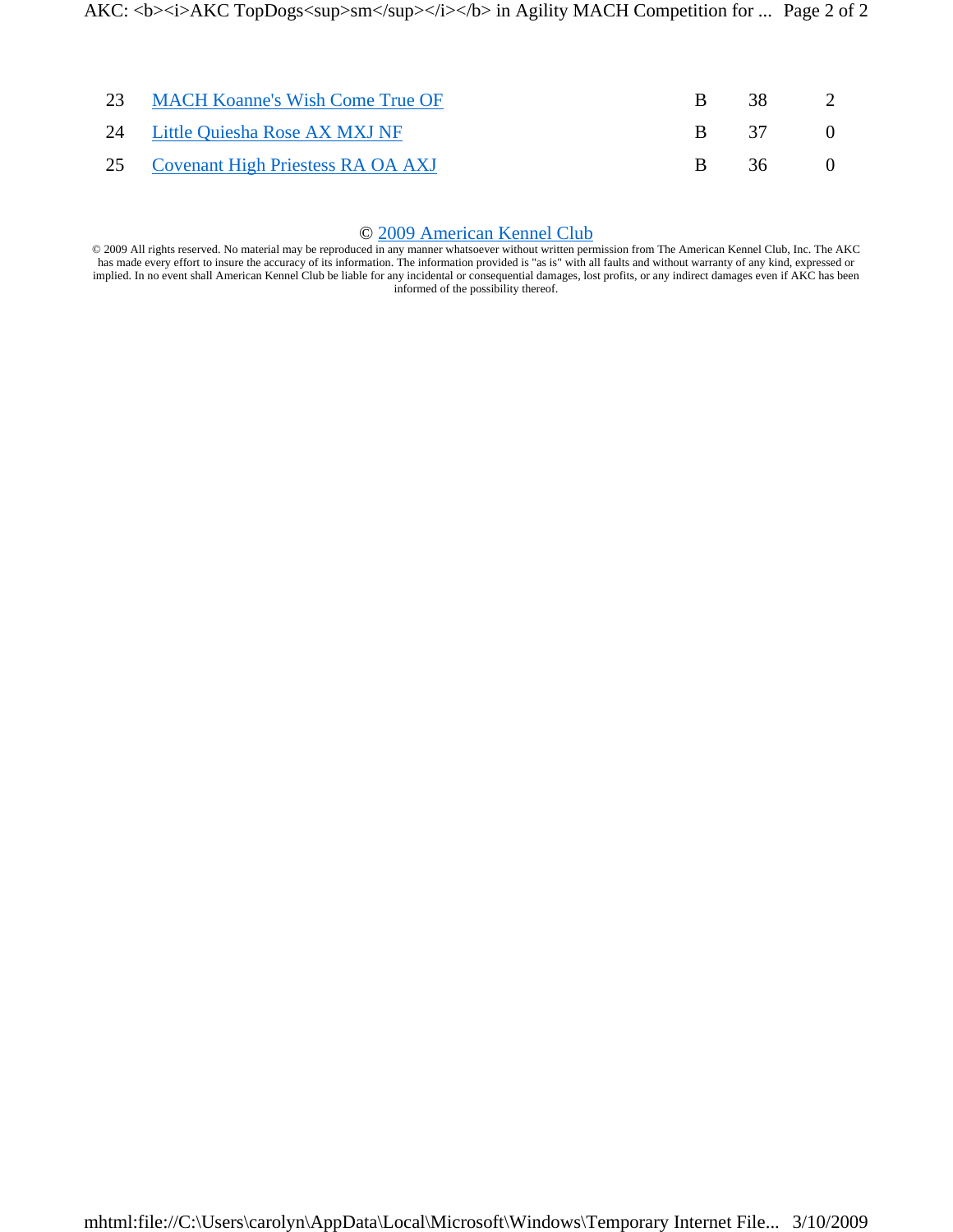| | | | | |
|---|---|---|---|---|
| 23 | MACH Koanne's Wish Come True OF | B | 38 | 2 |
| 24 | Little Quiesha Rose AX MXJ NF | B | 37 | 0 |
| 25 | Covenant High Priestess RA OA AXJ | B | 36 | 0 |

© 2009 American Kennel Club

© 2009 All rights reserved. No material may be reproduced in any manner whatsoever without written permission from The American Kennel Club, Inc. The AKC has made every effort to insure the accuracy of its information. The information provided is "as is" with all faults and without warranty of any kind, expressed or implied. In no event shall American Kennel Club be liable for any incidental or consequential damages, lost profits, or any indirect damages even if AKC has been informed of the possibility thereof.